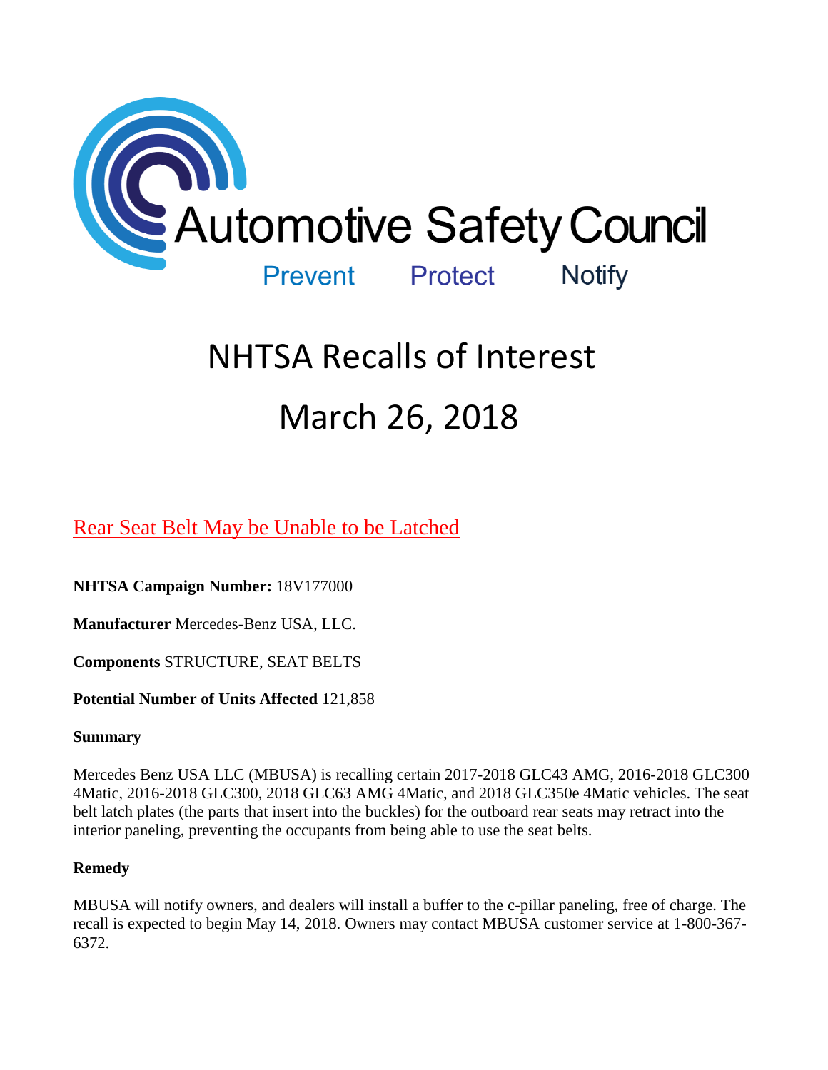Automotive Safety Council

Prevent Protect Notify

# NHTSA Recalls of Interest

# March 26, 2018

## Rear Seat Belt May be Unable to be Latched

**NHTSA Campaign Number:** 18V177000

**Manufacturer** Mercedes-Benz USA, LLC.

**Components** STRUCTURE, SEAT BELTS

**Potential Number of Units Affected** 121,858

**Summary**

Mercedes Benz USA LLC (MBUSA) is recalling certain 2017-2018 GLC43 AMG, 2016-2018 GLC300 4Matic, 2016-2018 GLC300, 2018 GLC63 AMG 4Matic, and 2018 GLC350e 4Matic vehicles. The seat belt latch plates (the parts that insert into the buckles) for the outboard rear seats may retract into the interior paneling, preventing the occupants from being able to use the seat belts.

**Remedy**

MBUSA will notify owners, and dealers will install a buffer to the c-pillar paneling, free of charge. The recall is expected to begin May 14, 2018. Owners may contact MBUSA customer service at 1-800-367-6372.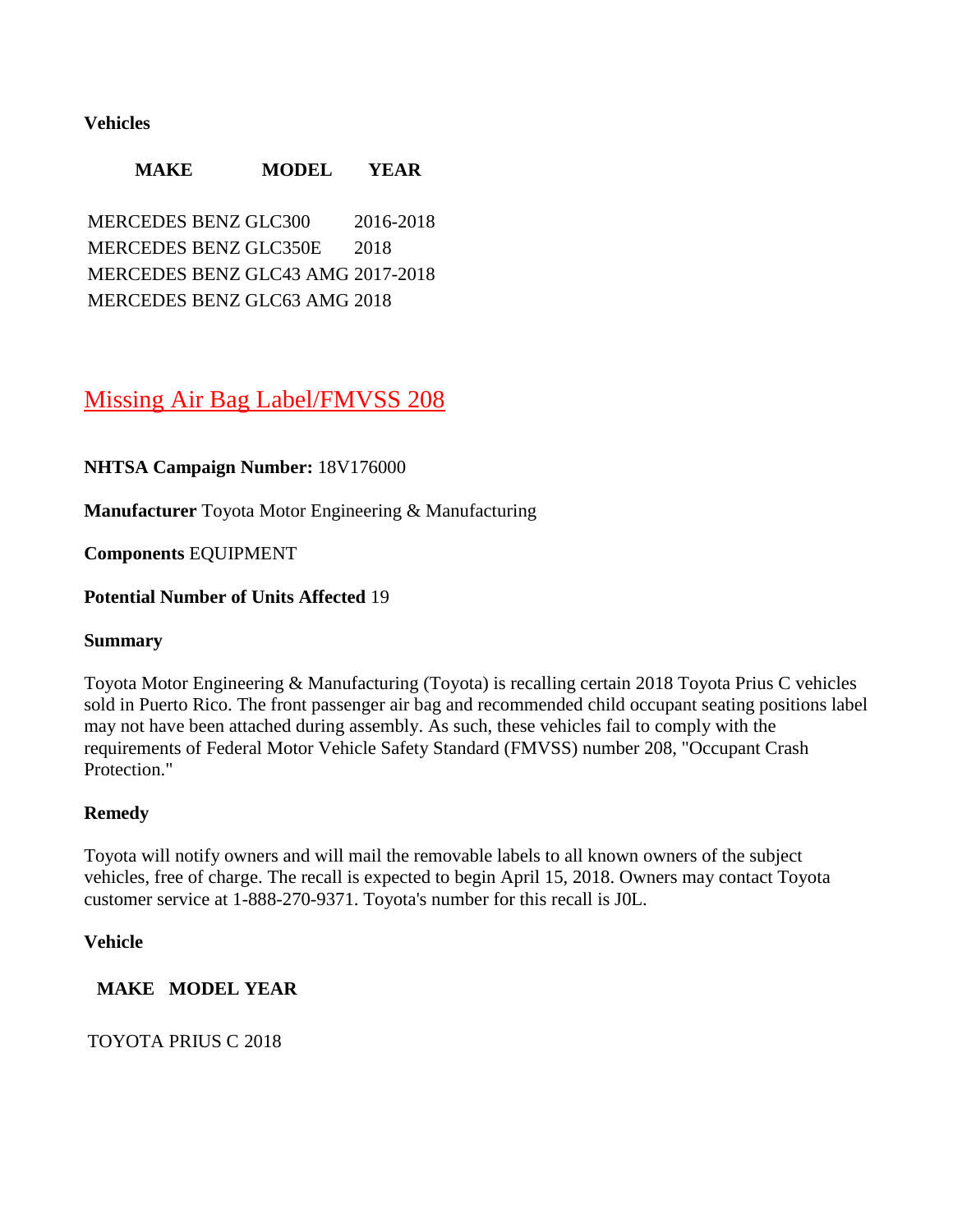**Vehicles**

| MAKE | MODEL | YEAR |
| --- | --- | --- |
| MERCEDES BENZ | GLC300 | 2016-2018 |
| MERCEDES BENZ | GLC350E | 2018 |
| MERCEDES BENZ | GLC43 AMG | 2017-2018 |
| MERCEDES BENZ | GLC63 AMG | 2018 |

## Missing Air Bag Label/FMVSS 208

**NHTSA Campaign Number:** 18V176000

**Manufacturer** Toyota Motor Engineering & Manufacturing

**Components** EQUIPMENT

**Potential Number of Units Affected** 19

**Summary**

Toyota Motor Engineering & Manufacturing (Toyota) is recalling certain 2018 Toyota Prius C vehicles sold in Puerto Rico. The front passenger air bag and recommended child occupant seating positions label may not have been attached during assembly. As such, these vehicles fail to comply with the requirements of Federal Motor Vehicle Safety Standard (FMVSS) number 208, "Occupant Crash Protection."

**Remedy**

Toyota will notify owners and will mail the removable labels to all known owners of the subject vehicles, free of charge. The recall is expected to begin April 15, 2018. Owners may contact Toyota customer service at 1-888-270-9371. Toyota's number for this recall is J0L.

**Vehicle**

| MAKE | MODEL | YEAR |
| --- | --- | --- |
| TOYOTA | PRIUS C | 2018 |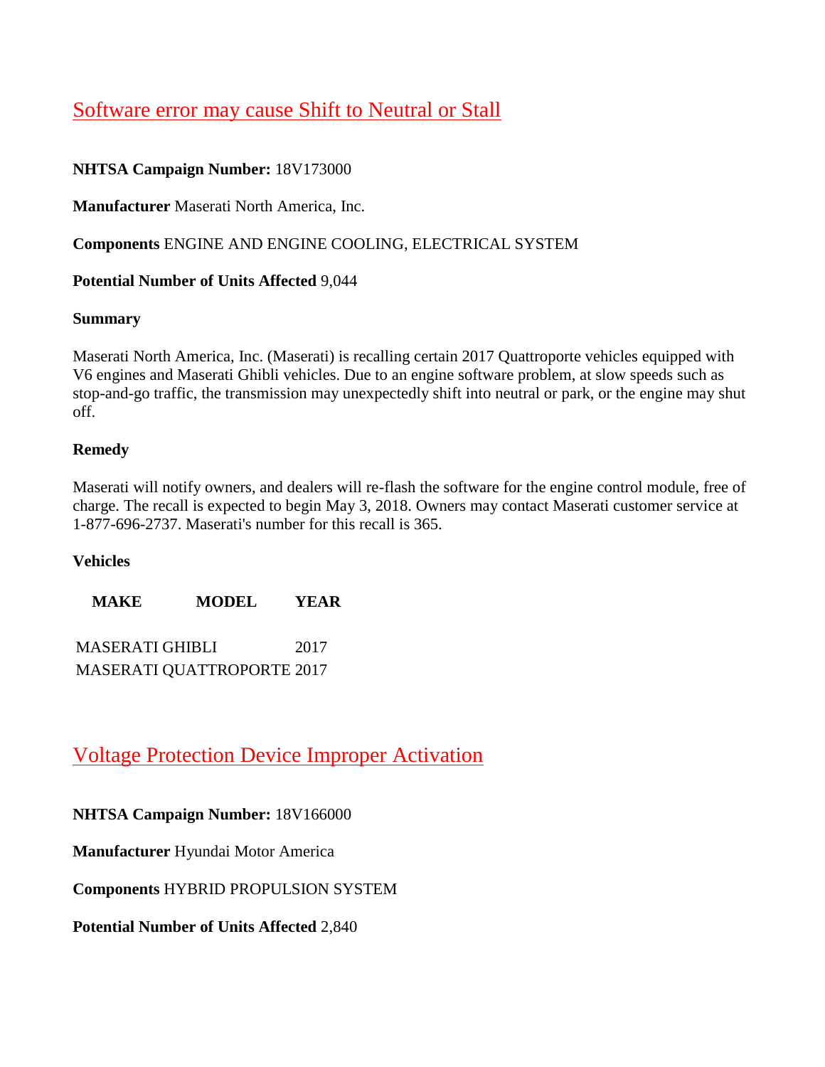## Software error may cause Shift to Neutral or Stall

**NHTSA Campaign Number:** 18V173000

**Manufacturer** Maserati North America, Inc.

**Components** ENGINE AND ENGINE COOLING, ELECTRICAL SYSTEM

**Potential Number of Units Affected** 9,044

**Summary**

Maserati North America, Inc. (Maserati) is recalling certain 2017 Quattroporte vehicles equipped with V6 engines and Maserati Ghibli vehicles. Due to an engine software problem, at slow speeds such as stop-and-go traffic, the transmission may unexpectedly shift into neutral or park, or the engine may shut off.

**Remedy**

Maserati will notify owners, and dealers will re-flash the software for the engine control module, free of charge. The recall is expected to begin May 3, 2018. Owners may contact Maserati customer service at 1-877-696-2737. Maserati's number for this recall is 365.

**Vehicles**

| MAKE | MODEL | YEAR |
|---|---|---|
| MASERATI | GHIBLI | 2017 |
| MASERATI | QUATTROPORTE | 2017 |

## Voltage Protection Device Improper Activation

**NHTSA Campaign Number:** 18V166000

**Manufacturer** Hyundai Motor America

**Components** HYBRID PROPULSION SYSTEM

**Potential Number of Units Affected** 2,840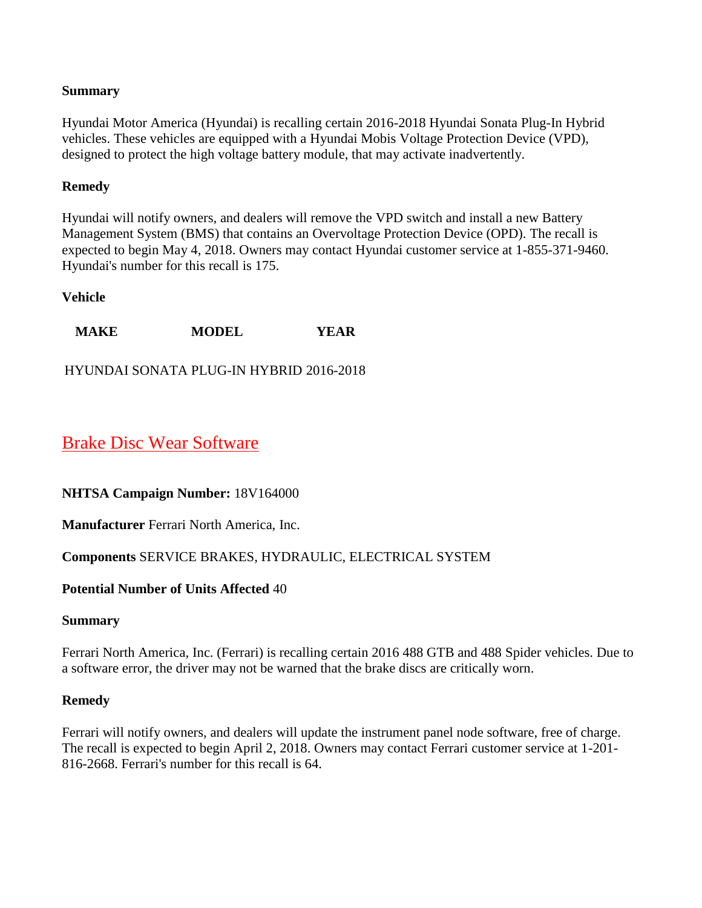**Summary**

Hyundai Motor America (Hyundai) is recalling certain 2016-2018 Hyundai Sonata Plug-In Hybrid vehicles. These vehicles are equipped with a Hyundai Mobis Voltage Protection Device (VPD), designed to protect the high voltage battery module, that may activate inadvertently.

**Remedy**

Hyundai will notify owners, and dealers will remove the VPD switch and install a new Battery Management System (BMS) that contains an Overvoltage Protection Device (OPD). The recall is expected to begin May 4, 2018. Owners may contact Hyundai customer service at 1-855-371-9460. Hyundai's number for this recall is 175.

**Vehicle**

| MAKE | MODEL | YEAR |
| --- | --- | --- |
| HYUNDAI | SONATA PLUG-IN HYBRID | 2016-2018 |

## Brake Disc Wear Software

**NHTSA Campaign Number:** 18V164000

**Manufacturer** Ferrari North America, Inc.

**Components** SERVICE BRAKES, HYDRAULIC, ELECTRICAL SYSTEM

**Potential Number of Units Affected** 40

**Summary**

Ferrari North America, Inc. (Ferrari) is recalling certain 2016 488 GTB and 488 Spider vehicles. Due to a software error, the driver may not be warned that the brake discs are critically worn.

**Remedy**

Ferrari will notify owners, and dealers will update the instrument panel node software, free of charge. The recall is expected to begin April 2, 2018. Owners may contact Ferrari customer service at 1-201-816-2668. Ferrari's number for this recall is 64.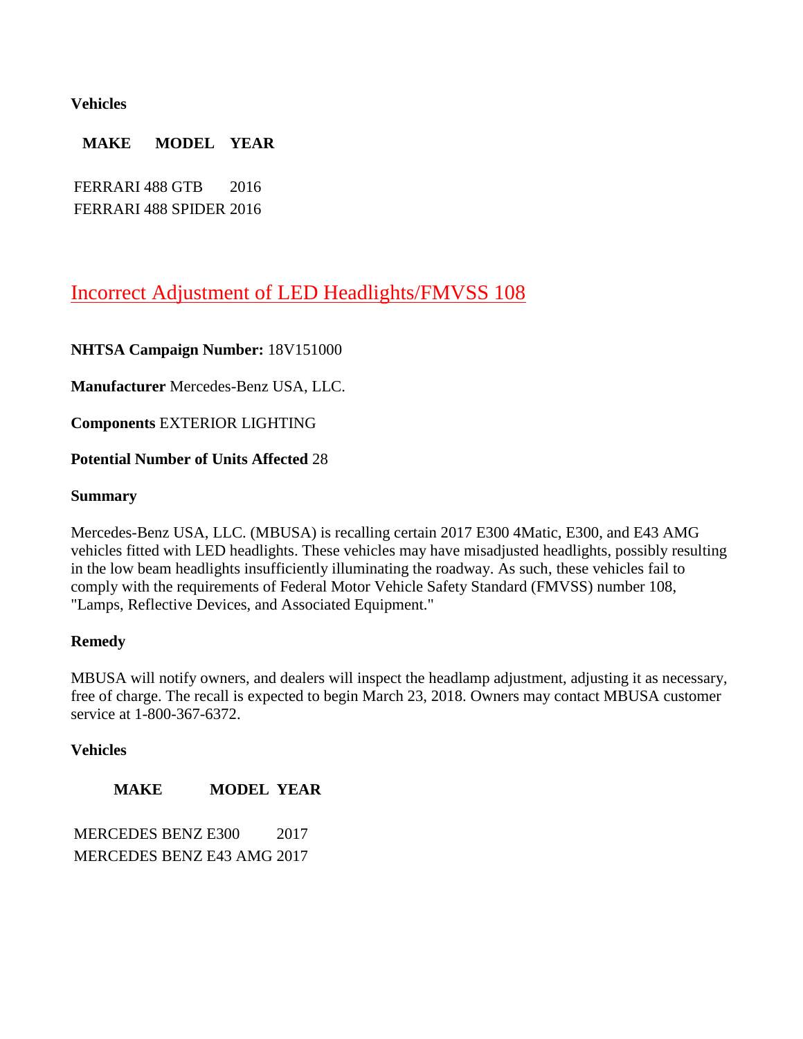**Vehicles**

| MAKE | MODEL | YEAR |
| --- | --- | --- |
| FERRARI | 488 GTB | 2016 |
| FERRARI | 488 SPIDER | 2016 |

## Incorrect Adjustment of LED Headlights/FMVSS 108

**NHTSA Campaign Number:** 18V151000

**Manufacturer** Mercedes-Benz USA, LLC.

**Components** EXTERIOR LIGHTING

**Potential Number of Units Affected** 28

**Summary**

Mercedes-Benz USA, LLC. (MBUSA) is recalling certain 2017 E300 4Matic, E300, and E43 AMG vehicles fitted with LED headlights. These vehicles may have misadjusted headlights, possibly resulting in the low beam headlights insufficiently illuminating the roadway. As such, these vehicles fail to comply with the requirements of Federal Motor Vehicle Safety Standard (FMVSS) number 108, "Lamps, Reflective Devices, and Associated Equipment."

**Remedy**

MBUSA will notify owners, and dealers will inspect the headlamp adjustment, adjusting it as necessary, free of charge. The recall is expected to begin March 23, 2018. Owners may contact MBUSA customer service at 1-800-367-6372.

**Vehicles**

| MAKE | MODEL | YEAR |
| --- | --- | --- |
| MERCEDES BENZ | E300 | 2017 |
| MERCEDES BENZ | E43 AMG | 2017 |